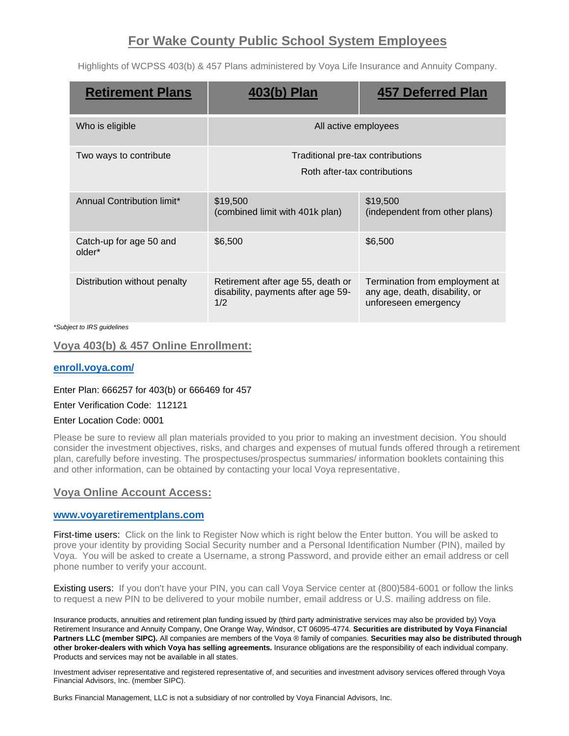# For Wake County Public School System Employees

Highlights of WCPSS 403(b) & 457 Plans administered by Voya Life Insurance and Annuity Company.

| Retirement Plans | 403(b) Plan | 457 Deferred Plan |
|---|---|---|
| Who is eligible | All active employees | |
| Two ways to contribute | Traditional pre-tax contributions<br>Roth after-tax contributions | |
| Annual Contribution limit* | $19,500<br>(combined limit with 401k plan) | $19,500<br>(independent from other plans) |
| Catch-up for age 50 and older* | $6,500 | $6,500 |
| Distribution without penalty | Retirement after age 55, death or disability, payments after age 59-1/2 | Termination from employment at any age, death, disability, or unforeseen emergency |

*Subject to IRS guidelines*

## Voya 403(b) & 457 Online Enrollment:

**enroll.voya.com/**

Enter Plan: 666257 for 403(b) or 666469 for 457

Enter Verification Code: 112121

Enter Location Code: 0001

Please be sure to review all plan materials provided to you prior to making an investment decision. You should consider the investment objectives, risks, and charges and expenses of mutual funds offered through a retirement plan, carefully before investing. The prospectuses/prospectus summaries/ information booklets containing this and other information, can be obtained by contacting your local Voya representative.

## Voya Online Account Access:

**www.voyaretirementplans.com**

First-time users: Click on the link to Register Now which is right below the Enter button. You will be asked to prove your identity by providing Social Security number and a Personal Identification Number (PIN), mailed by Voya. You will be asked to create a Username, a strong Password, and provide either an email address or cell phone number to verify your account.

Existing users: If you don't have your PIN, you can call Voya Service center at (800)584-6001 or follow the links to request a new PIN to be delivered to your mobile number, email address or U.S. mailing address on file.

Insurance products, annuities and retirement plan funding issued by (third party administrative services may also be provided by) Voya Retirement Insurance and Annuity Company, One Orange Way, Windsor, CT 06095-4774. **Securities are distributed by Voya Financial Partners LLC (member SIPC).** All companies are members of the Voya ® family of companies. **Securities may also be distributed through other broker-dealers with which Voya has selling agreements.** Insurance obligations are the responsibility of each individual company. Products and services may not be available in all states.

Investment adviser representative and registered representative of, and securities and investment advisory services offered through Voya Financial Advisors, Inc. (member SIPC).

Burks Financial Management, LLC is not a subsidiary of nor controlled by Voya Financial Advisors, Inc.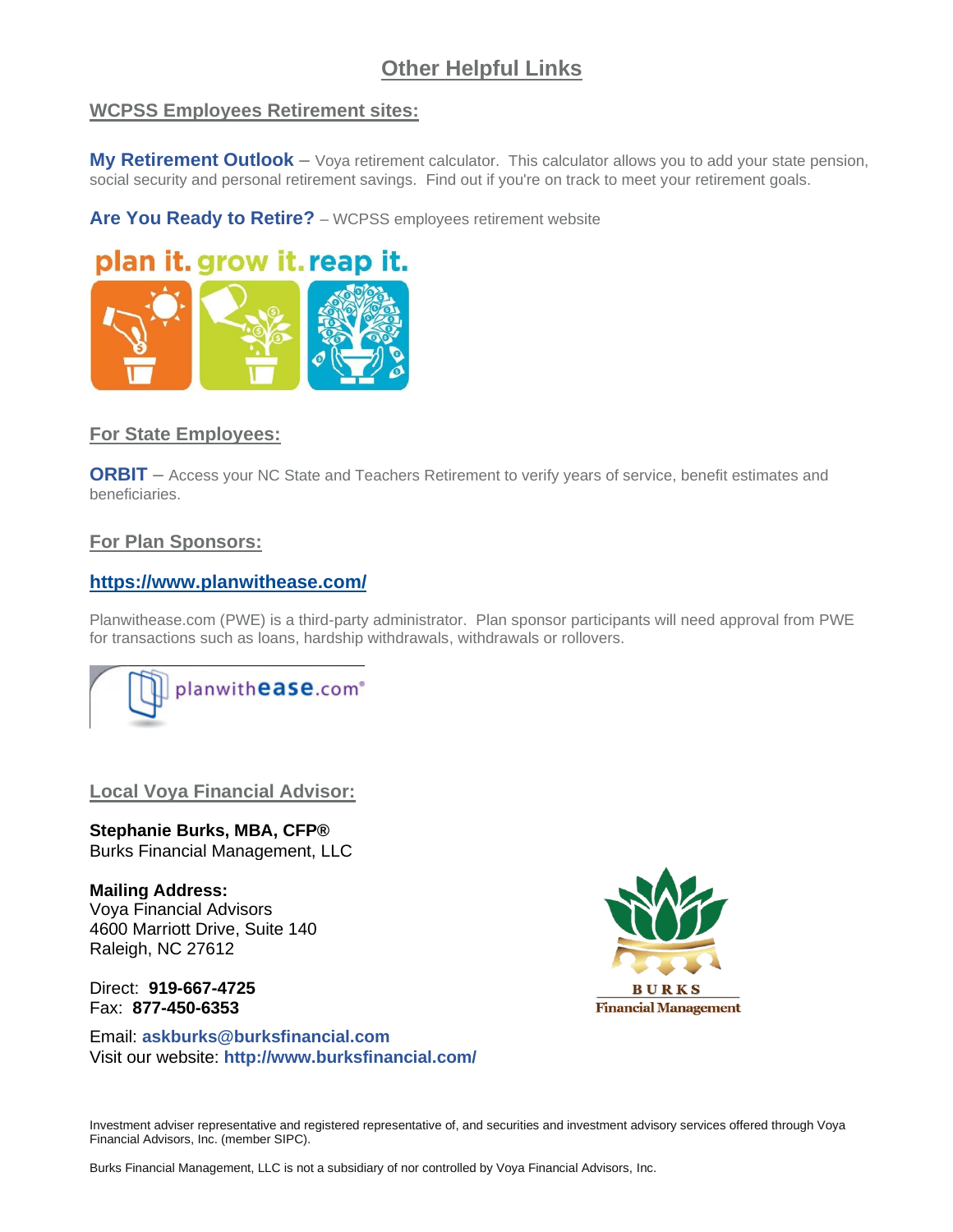# Other Helpful Links

## WCPSS Employees Retirement sites:

**My Retirement Outlook** – Voya retirement calculator. This calculator allows you to add your state pension, social security and personal retirement savings. Find out if you're on track to meet your retirement goals.

**Are You Ready to Retire?** – WCPSS employees retirement website

## For State Employees:

**ORBIT** – Access your NC State and Teachers Retirement to verify years of service, benefit estimates and beneficiaries.

## For Plan Sponsors:

**https://www.planwithease.com/**

Planwithease.com (PWE) is a third-party administrator. Plan sponsor participants will need approval from PWE for transactions such as loans, hardship withdrawals, withdrawals or rollovers.

## Local Voya Financial Advisor:

**Stephanie Burks, MBA, CFP®**
Burks Financial Management, LLC

**Mailing Address:**
Voya Financial Advisors
4600 Marriott Drive, Suite 140
Raleigh, NC 27612

Direct: **919-667-4725**
Fax: **877-450-6353**

Email: **askburks@burksfinancial.com**
Visit our website: **http://www.burksfinancial.com/**

Investment adviser representative and registered representative of, and securities and investment advisory services offered through Voya Financial Advisors, Inc. (member SIPC).

Burks Financial Management, LLC is not a subsidiary of nor controlled by Voya Financial Advisors, Inc.